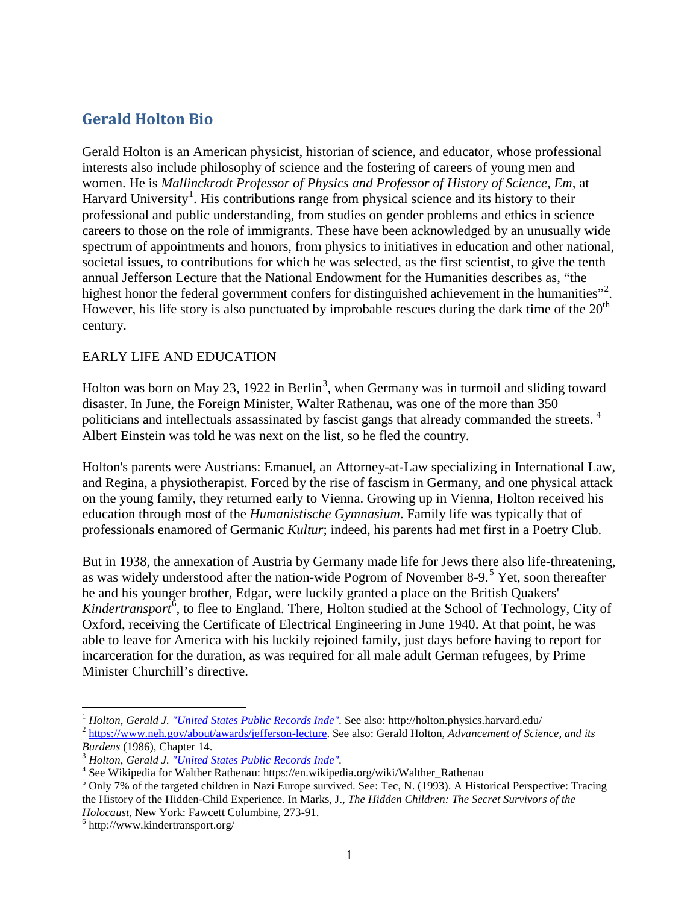## Gerald Holton Bio

Gerald Holton is an American physicist, historian of science, and educator, whose professional interests also include philosophy of science and the fostering of careers of young men and women. He is *Mallinckrodt Professor of Physics and Professor of History of Science, Em*, at Harvard University[1]. His contributions range from physical science and its history to their professional and public understanding, from studies on gender problems and ethics in science careers to those on the role of immigrants. These have been acknowledged by an unusually wide spectrum of appointments and honors, from physics to initiatives in education and other national, societal issues, to contributions for which he was selected, as the first scientist, to give the tenth annual Jefferson Lecture that the National Endowment for the Humanities describes as, "the highest honor the federal government confers for distinguished achievement in the humanities"[2]. However, his life story is also punctuated by improbable rescues during the dark time of the 20th century.

EARLY LIFE AND EDUCATION

Holton was born on May 23, 1922 in Berlin[3], when Germany was in turmoil and sliding toward disaster. In June, the Foreign Minister, Walter Rathenau, was one of the more than 350 politicians and intellectuals assassinated by fascist gangs that already commanded the streets.[4] Albert Einstein was told he was next on the list, so he fled the country.

Holton's parents were Austrians: Emanuel, an Attorney-at-Law specializing in International Law, and Regina, a physiotherapist. Forced by the rise of fascism in Germany, and one physical attack on the young family, they returned early to Vienna. Growing up in Vienna, Holton received his education through most of the *Humanistische Gymnasium*. Family life was typically that of professionals enamored of Germanic *Kultur*; indeed, his parents had met first in a Poetry Club.

But in 1938, the annexation of Austria by Germany made life for Jews there also life-threatening, as was widely understood after the nation-wide Pogrom of November 8-9.[5] Yet, soon thereafter he and his younger brother, Edgar, were luckily granted a place on the British Quakers' *Kindertransport*[6], to flee to England. There, Holton studied at the School of Technology, City of Oxford, receiving the Certificate of Electrical Engineering in June 1940. At that point, he was able to leave for America with his luckily rejoined family, just days before having to report for incarceration for the duration, as was required for all male adult German refugees, by Prime Minister Churchill's directive.

---

[1] *Holton, Gerald J. "United States Public Records Inde".* See also: http://holton.physics.harvard.edu/

[2] https://www.neh.gov/about/awards/jefferson-lecture. See also: Gerald Holton, *Advancement of Science, and its Burdens* (1986), Chapter 14.

[3] *Holton, Gerald J. "United States Public Records Inde".*

[4] See Wikipedia for Walther Rathenau: https://en.wikipedia.org/wiki/Walther_Rathenau

[5] Only 7% of the targeted children in Nazi Europe survived. See: Tec, N. (1993). A Historical Perspective: Tracing the History of the Hidden-Child Experience. In Marks, J., *The Hidden Children: The Secret Survivors of the Holocaust*, New York: Fawcett Columbine, 273-91.

[6] http://www.kindertransport.org/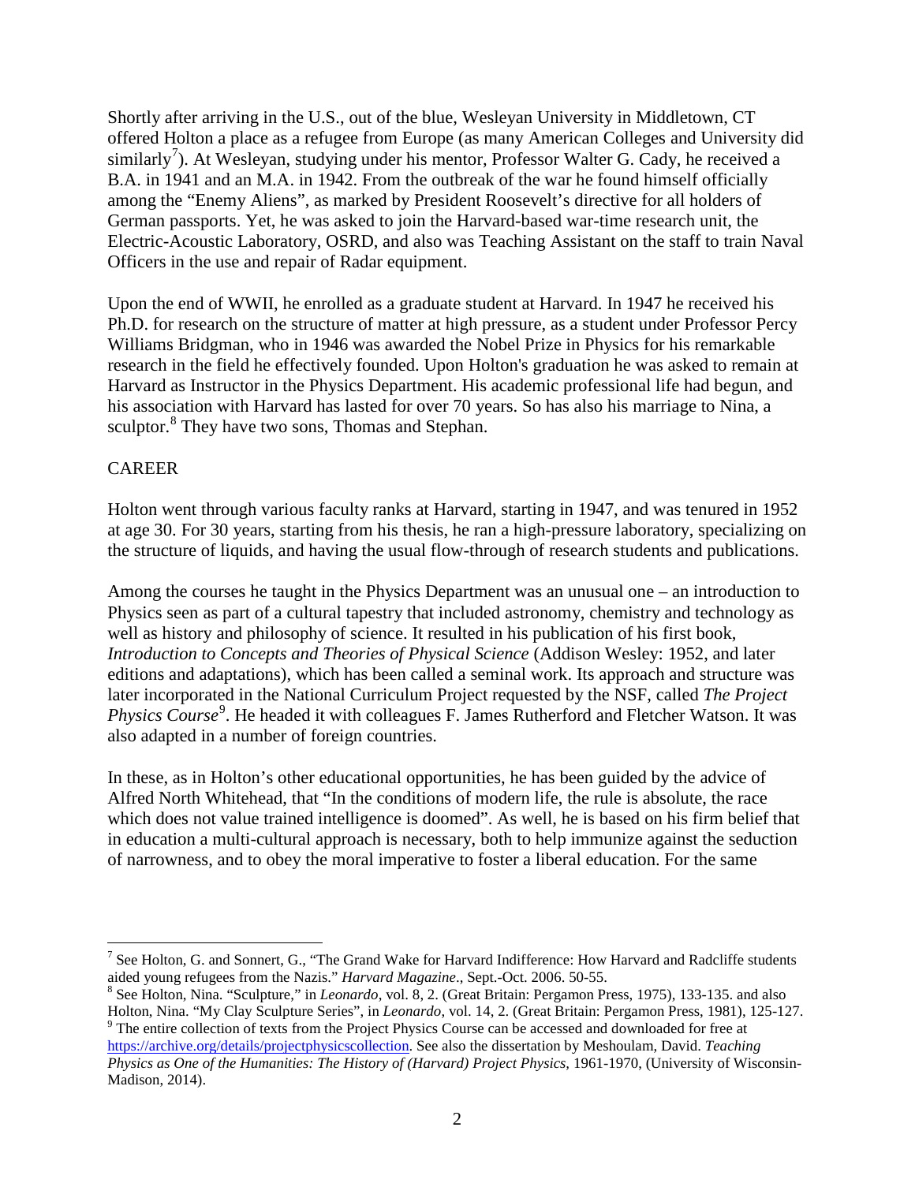Shortly after arriving in the U.S., out of the blue, Wesleyan University in Middletown, CT offered Holton a place as a refugee from Europe (as many American Colleges and University did similarly[7]). At Wesleyan, studying under his mentor, Professor Walter G. Cady, he received a B.A. in 1941 and an M.A. in 1942. From the outbreak of the war he found himself officially among the "Enemy Aliens", as marked by President Roosevelt's directive for all holders of German passports. Yet, he was asked to join the Harvard-based war-time research unit, the Electric-Acoustic Laboratory, OSRD, and also was Teaching Assistant on the staff to train Naval Officers in the use and repair of Radar equipment.

Upon the end of WWII, he enrolled as a graduate student at Harvard. In 1947 he received his Ph.D. for research on the structure of matter at high pressure, as a student under Professor Percy Williams Bridgman, who in 1946 was awarded the Nobel Prize in Physics for his remarkable research in the field he effectively founded. Upon Holton's graduation he was asked to remain at Harvard as Instructor in the Physics Department. His academic professional life had begun, and his association with Harvard has lasted for over 70 years. So has also his marriage to Nina, a sculptor.[8] They have two sons, Thomas and Stephan.

## CAREER

Holton went through various faculty ranks at Harvard, starting in 1947, and was tenured in 1952 at age 30. For 30 years, starting from his thesis, he ran a high-pressure laboratory, specializing on the structure of liquids, and having the usual flow-through of research students and publications.

Among the courses he taught in the Physics Department was an unusual one – an introduction to Physics seen as part of a cultural tapestry that included astronomy, chemistry and technology as well as history and philosophy of science. It resulted in his publication of his first book, *Introduction to Concepts and Theories of Physical Science* (Addison Wesley: 1952, and later editions and adaptations), which has been called a seminal work. Its approach and structure was later incorporated in the National Curriculum Project requested by the NSF, called *The Project Physics Course*[9]. He headed it with colleagues F. James Rutherford and Fletcher Watson. It was also adapted in a number of foreign countries.

In these, as in Holton's other educational opportunities, he has been guided by the advice of Alfred North Whitehead, that "In the conditions of modern life, the rule is absolute, the race which does not value trained intelligence is doomed". As well, he is based on his firm belief that in education a multi-cultural approach is necessary, both to help immunize against the seduction of narrowness, and to obey the moral imperative to foster a liberal education. For the same

---

[7] See Holton, G. and Sonnert, G., "The Grand Wake for Harvard Indifference: How Harvard and Radcliffe students aided young refugees from the Nazis." *Harvard Magazine*., Sept.-Oct. 2006. 50-55.

[8] See Holton, Nina. "Sculpture," in *Leonardo*, vol. 8, 2. (Great Britain: Pergamon Press, 1975), 133-135. and also Holton, Nina. "My Clay Sculpture Series", in *Leonardo*, vol. 14, 2. (Great Britain: Pergamon Press, 1981), 125-127.

[9] The entire collection of texts from the Project Physics Course can be accessed and downloaded for free at https://archive.org/details/projectphysicscollection. See also the dissertation by Meshoulam, David. *Teaching Physics as One of the Humanities: The History of (Harvard) Project Physics*, 1961-1970, (University of Wisconsin-Madison, 2014).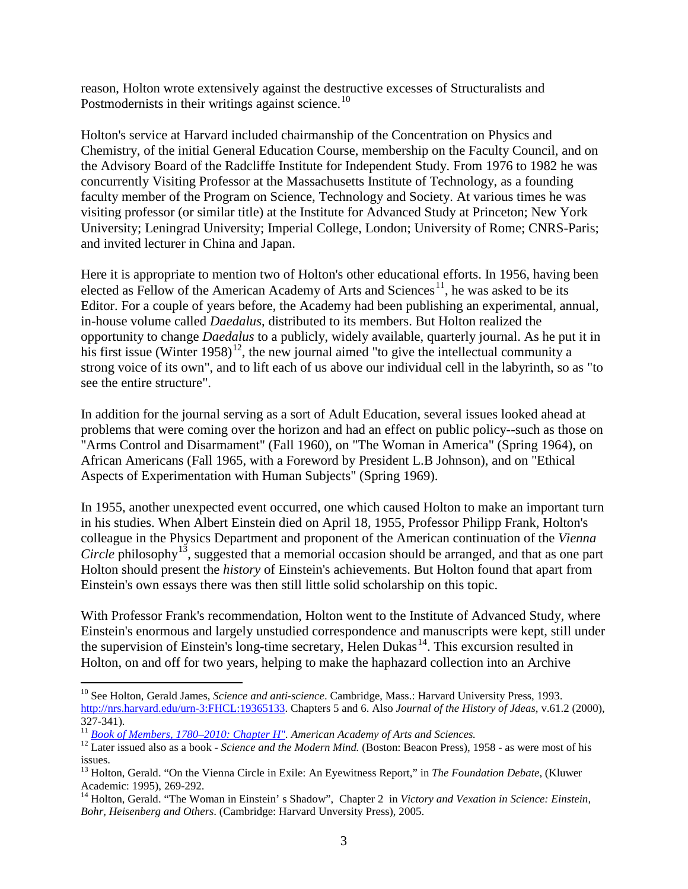reason, Holton wrote extensively against the destructive excesses of Structuralists and Postmodernists in their writings against science.[10]

Holton's service at Harvard included chairmanship of the Concentration on Physics and Chemistry, of the initial General Education Course, membership on the Faculty Council, and on the Advisory Board of the Radcliffe Institute for Independent Study. From 1976 to 1982 he was concurrently Visiting Professor at the Massachusetts Institute of Technology, as a founding faculty member of the Program on Science, Technology and Society. At various times he was visiting professor (or similar title) at the Institute for Advanced Study at Princeton; New York University; Leningrad University; Imperial College, London; University of Rome; CNRS-Paris; and invited lecturer in China and Japan.

Here it is appropriate to mention two of Holton's other educational efforts. In 1956, having been elected as Fellow of the American Academy of Arts and Sciences[11], he was asked to be its Editor. For a couple of years before, the Academy had been publishing an experimental, annual, in-house volume called *Daedalus*, distributed to its members. But Holton realized the opportunity to change *Daedalus* to a publicly, widely available, quarterly journal. As he put it in his first issue (Winter 1958)[12], the new journal aimed "to give the intellectual community a strong voice of its own", and to lift each of us above our individual cell in the labyrinth, so as "to see the entire structure".

In addition for the journal serving as a sort of Adult Education, several issues looked ahead at problems that were coming over the horizon and had an effect on public policy--such as those on "Arms Control and Disarmament" (Fall 1960), on "The Woman in America" (Spring 1964), on African Americans (Fall 1965, with a Foreword by President L.B Johnson), and on "Ethical Aspects of Experimentation with Human Subjects" (Spring 1969).

In 1955, another unexpected event occurred, one which caused Holton to make an important turn in his studies. When Albert Einstein died on April 18, 1955, Professor Philipp Frank, Holton's colleague in the Physics Department and proponent of the American continuation of the *Vienna Circle* philosophy[13], suggested that a memorial occasion should be arranged, and that as one part Holton should present the *history* of Einstein's achievements. But Holton found that apart from Einstein's own essays there was then still little solid scholarship on this topic.

With Professor Frank's recommendation, Holton went to the Institute of Advanced Study, where Einstein's enormous and largely unstudied correspondence and manuscripts were kept, still under the supervision of Einstein's long-time secretary, Helen Dukas[14]. This excursion resulted in Holton, on and off for two years, helping to make the haphazard collection into an Archive

---

[10] See Holton, Gerald James, *Science and anti-science*. Cambridge, Mass.: Harvard University Press, 1993. http://nrs.harvard.edu/urn-3:FHCL:19365133. Chapters 5 and 6. Also *Journal of the History of Jdeas*, v.61.2 (2000), 327-341).

[11] *Book of Members, 1780–2010: Chapter H". American Academy of Arts and Sciences.*

[12] Later issued also as a book - *Science and the Modern Mind.* (Boston: Beacon Press), 1958 - as were most of his issues.

[13] Holton, Gerald. "On the Vienna Circle in Exile: An Eyewitness Report," in *The Foundation Debate*, (Kluwer Academic: 1995), 269-292.

[14] Holton, Gerald. "The Woman in Einstein' s Shadow", Chapter 2 in *Victory and Vexation in Science: Einstein, Bohr, Heisenberg and Others*. (Cambridge: Harvard Unversity Press), 2005.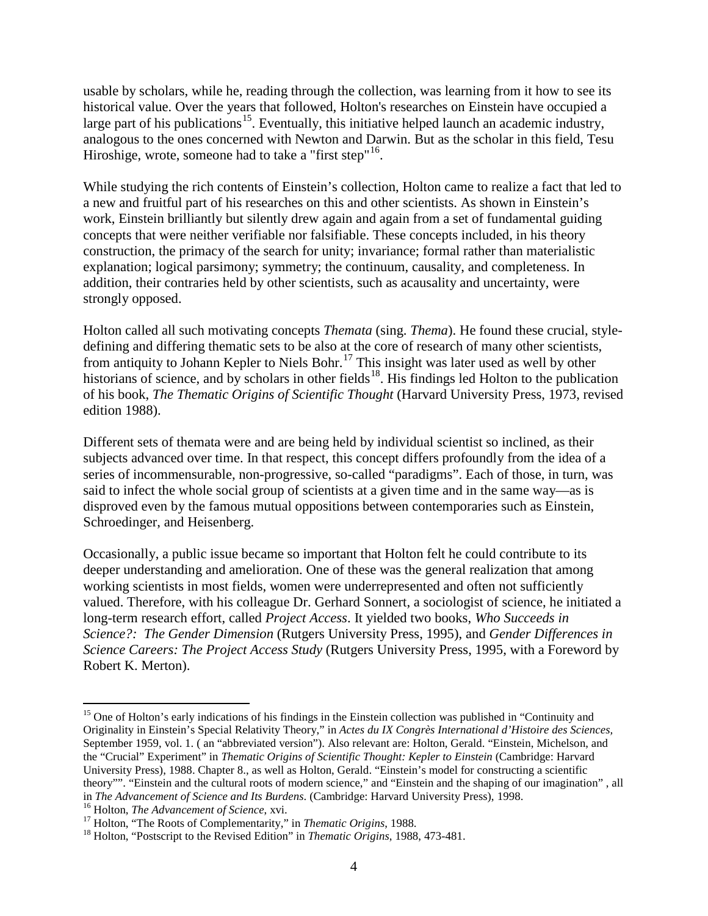usable by scholars, while he, reading through the collection, was learning from it how to see its historical value. Over the years that followed, Holton's researches on Einstein have occupied a large part of his publications[15]. Eventually, this initiative helped launch an academic industry, analogous to the ones concerned with Newton and Darwin. But as the scholar in this field, Tesu Hiroshige, wrote, someone had to take a "first step"[16].

While studying the rich contents of Einstein's collection, Holton came to realize a fact that led to a new and fruitful part of his researches on this and other scientists. As shown in Einstein's work, Einstein brilliantly but silently drew again and again from a set of fundamental guiding concepts that were neither verifiable nor falsifiable. These concepts included, in his theory construction, the primacy of the search for unity; invariance; formal rather than materialistic explanation; logical parsimony; symmetry; the continuum, causality, and completeness. In addition, their contraries held by other scientists, such as acausality and uncertainty, were strongly opposed.

Holton called all such motivating concepts *Themata* (sing. *Thema*). He found these crucial, style-defining and differing thematic sets to be also at the core of research of many other scientists, from antiquity to Johann Kepler to Niels Bohr.[17] This insight was later used as well by other historians of science, and by scholars in other fields[18]. His findings led Holton to the publication of his book, *The Thematic Origins of Scientific Thought* (Harvard University Press, 1973, revised edition 1988).

Different sets of themata were and are being held by individual scientist so inclined, as their subjects advanced over time. In that respect, this concept differs profoundly from the idea of a series of incommensurable, non-progressive, so-called "paradigms". Each of those, in turn, was said to infect the whole social group of scientists at a given time and in the same way—as is disproved even by the famous mutual oppositions between contemporaries such as Einstein, Schroedinger, and Heisenberg.

Occasionally, a public issue became so important that Holton felt he could contribute to its deeper understanding and amelioration. One of these was the general realization that among working scientists in most fields, women were underrepresented and often not sufficiently valued. Therefore, with his colleague Dr. Gerhard Sonnert, a sociologist of science, he initiated a long-term research effort, called *Project Access*. It yielded two books, *Who Succeeds in Science?: The Gender Dimension* (Rutgers University Press, 1995), and *Gender Differences in Science Careers: The Project Access Study* (Rutgers University Press, 1995, with a Foreword by Robert K. Merton).

---

[15] One of Holton's early indications of his findings in the Einstein collection was published in "Continuity and Originality in Einstein's Special Relativity Theory," in *Actes du IX Congrès International d'Histoire des Sciences*, September 1959, vol. 1. ( an "abbreviated version"). Also relevant are: Holton, Gerald. "Einstein, Michelson, and the "Crucial" Experiment" in *Thematic Origins of Scientific Thought: Kepler to Einstein* (Cambridge: Harvard University Press), 1988. Chapter 8., as well as Holton, Gerald. "Einstein's model for constructing a scientific theory"". "Einstein and the cultural roots of modern science," and "Einstein and the shaping of our imagination" , all in *The Advancement of Science and Its Burdens*. (Cambridge: Harvard University Press), 1998.

[16] Holton, *The Advancement of Science*, xvi.

[17] Holton, "The Roots of Complementarity," in *Thematic Origins*, 1988.

[18] Holton, "Postscript to the Revised Edition" in *Thematic Origins*, 1988, 473-481.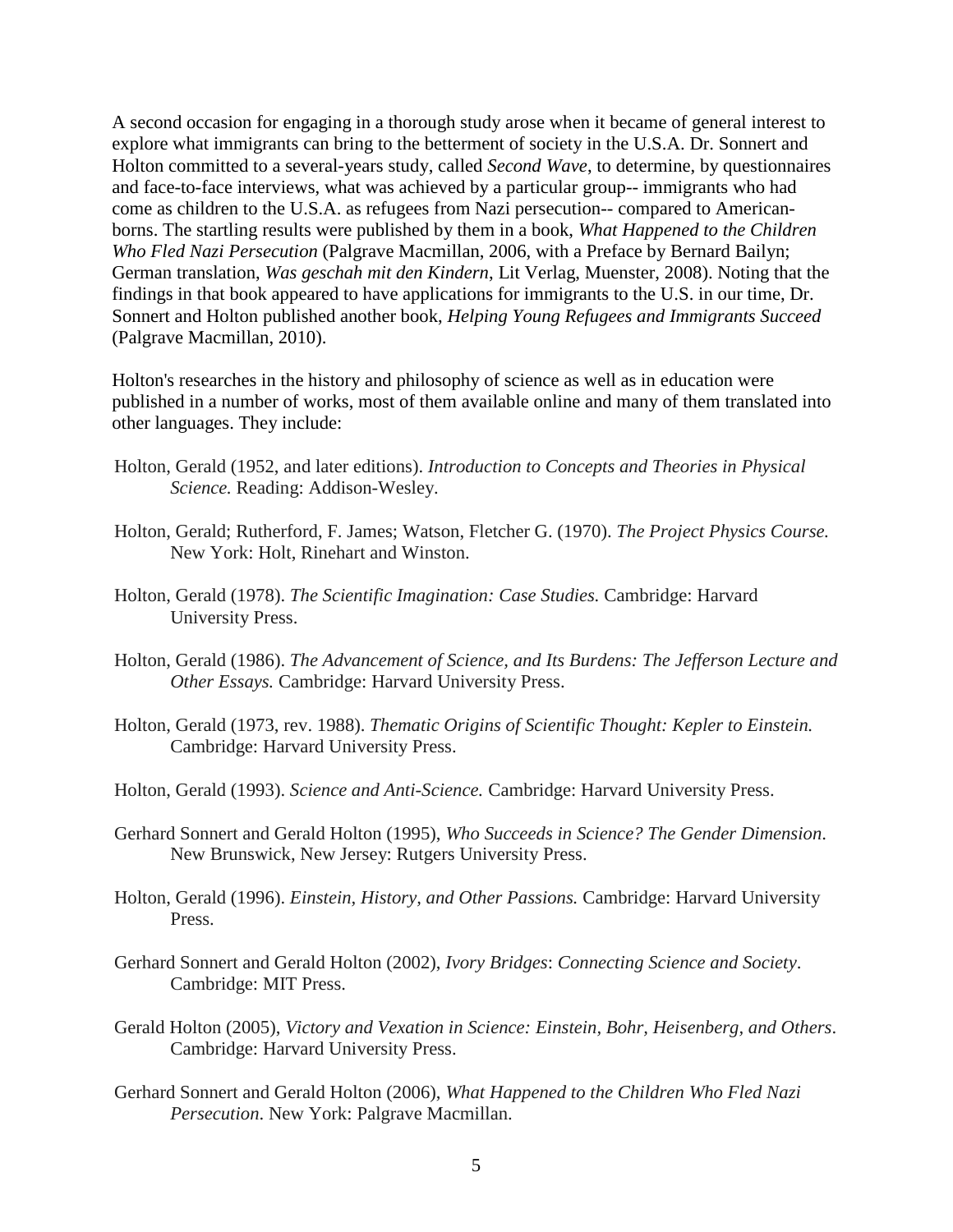A second occasion for engaging in a thorough study arose when it became of general interest to explore what immigrants can bring to the betterment of society in the U.S.A. Dr. Sonnert and Holton committed to a several-years study, called *Second Wave*, to determine, by questionnaires and face-to-face interviews, what was achieved by a particular group-- immigrants who had come as children to the U.S.A. as refugees from Nazi persecution-- compared to American-borns. The startling results were published by them in a book, *What Happened to the Children Who Fled Nazi Persecution* (Palgrave Macmillan, 2006, with a Preface by Bernard Bailyn; German translation, *Was geschah mit den Kindern*, Lit Verlag, Muenster, 2008). Noting that the findings in that book appeared to have applications for immigrants to the U.S. in our time, Dr. Sonnert and Holton published another book, *Helping Young Refugees and Immigrants Succeed* (Palgrave Macmillan, 2010).

Holton's researches in the history and philosophy of science as well as in education were published in a number of works, most of them available online and many of them translated into other languages. They include:

- Holton, Gerald (1952, and later editions). *Introduction to Concepts and Theories in Physical Science.* Reading: Addison-Wesley.
- Holton, Gerald; Rutherford, F. James; Watson, Fletcher G. (1970). *The Project Physics Course.* New York: Holt, Rinehart and Winston.
- Holton, Gerald (1978). *The Scientific Imagination: Case Studies.* Cambridge: Harvard University Press.
- Holton, Gerald (1986). *The Advancement of Science, and Its Burdens: The Jefferson Lecture and Other Essays.* Cambridge: Harvard University Press.
- Holton, Gerald (1973, rev. 1988). *Thematic Origins of Scientific Thought: Kepler to Einstein.* Cambridge: Harvard University Press.
- Holton, Gerald (1993). *Science and Anti-Science.* Cambridge: Harvard University Press.
- Gerhard Sonnert and Gerald Holton (1995), *Who Succeeds in Science? The Gender Dimension*. New Brunswick, New Jersey: Rutgers University Press.
- Holton, Gerald (1996). *Einstein, History, and Other Passions.* Cambridge: Harvard University Press.
- Gerhard Sonnert and Gerald Holton (2002), *Ivory Bridges*: *Connecting Science and Society*. Cambridge: MIT Press.
- Gerald Holton (2005), *Victory and Vexation in Science: Einstein, Bohr, Heisenberg, and Others*. Cambridge: Harvard University Press.
- Gerhard Sonnert and Gerald Holton (2006), *What Happened to the Children Who Fled Nazi Persecution*. New York: Palgrave Macmillan.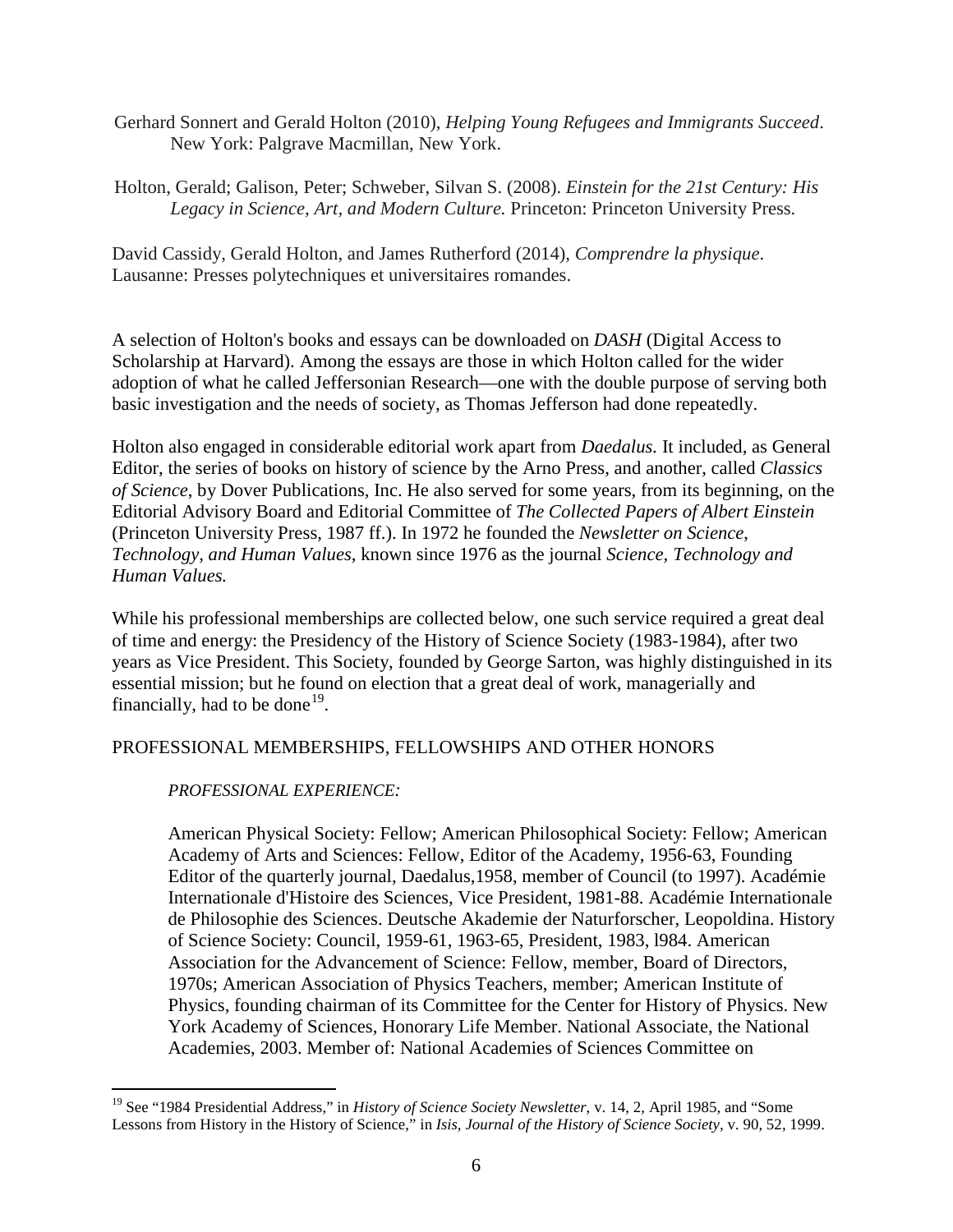Gerhard Sonnert and Gerald Holton (2010), *Helping Young Refugees and Immigrants Succeed*. New York: Palgrave Macmillan, New York.

Holton, Gerald; Galison, Peter; Schweber, Silvan S. (2008). *Einstein for the 21st Century: His Legacy in Science, Art, and Modern Culture.* Princeton: Princeton University Press.

David Cassidy, Gerald Holton, and James Rutherford (2014), *Comprendre la physique*. Lausanne: Presses polytechniques et universitaires romandes.

A selection of Holton's books and essays can be downloaded on *DASH* (Digital Access to Scholarship at Harvard). Among the essays are those in which Holton called for the wider adoption of what he called Jeffersonian Research—one with the double purpose of serving both basic investigation and the needs of society, as Thomas Jefferson had done repeatedly.

Holton also engaged in considerable editorial work apart from *Daedalus.* It included, as General Editor, the series of books on history of science by the Arno Press, and another, called *Classics of Science*, by Dover Publications, Inc. He also served for some years, from its beginning, on the Editorial Advisory Board and Editorial Committee of *The Collected Papers of Albert Einstein* (Princeton University Press, 1987 ff.). In 1972 he founded the *Newsletter on Science, Technology, and Human Values*, known since 1976 as the journal *Science, Technology and Human Values.*

While his professional memberships are collected below, one such service required a great deal of time and energy: the Presidency of the History of Science Society (1983-1984), after two years as Vice President. This Society, founded by George Sarton, was highly distinguished in its essential mission; but he found on election that a great deal of work, managerially and financially, had to be done[19].

## PROFESSIONAL MEMBERSHIPS, FELLOWSHIPS AND OTHER HONORS

*PROFESSIONAL EXPERIENCE:*

American Physical Society: Fellow; American Philosophical Society: Fellow; American Academy of Arts and Sciences: Fellow, Editor of the Academy, 1956-63, Founding Editor of the quarterly journal, Daedalus,1958, member of Council (to 1997). Académie Internationale d'Histoire des Sciences, Vice President, 1981-88. Académie Internationale de Philosophie des Sciences. Deutsche Akademie der Naturforscher, Leopoldina. History of Science Society: Council, 1959-61, 1963-65, President, 1983, l984. American Association for the Advancement of Science: Fellow, member, Board of Directors, 1970s; American Association of Physics Teachers, member; American Institute of Physics, founding chairman of its Committee for the Center for History of Physics. New York Academy of Sciences, Honorary Life Member. National Associate, the National Academies, 2003. Member of: National Academies of Sciences Committee on

[19] See "1984 Presidential Address," in *History of Science Society Newsletter*, v. 14, 2, April 1985, and "Some Lessons from History in the History of Science," in *Isis, Journal of the History of Science Society,* v. 90, 52, 1999.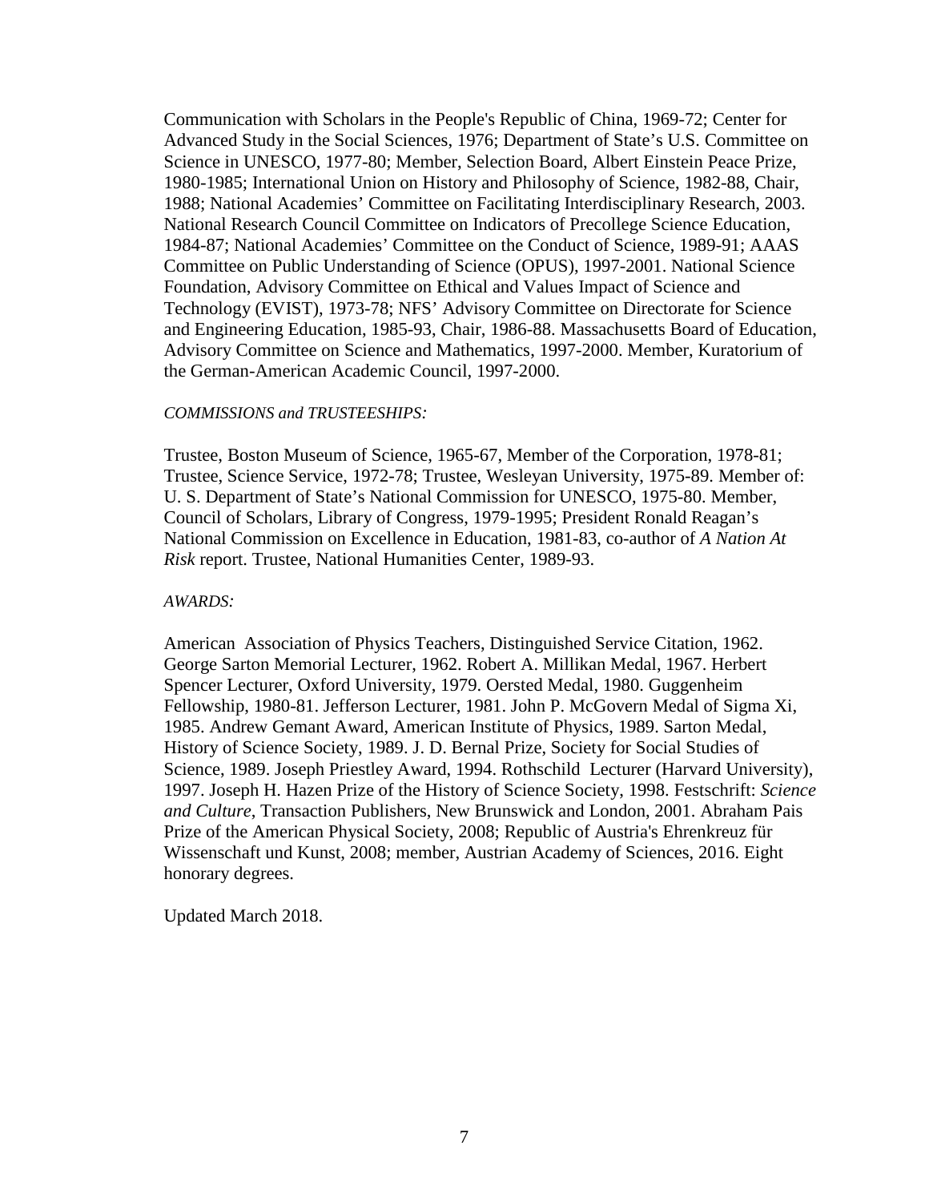Communication with Scholars in the People's Republic of China, 1969-72; Center for Advanced Study in the Social Sciences, 1976; Department of State's U.S. Committee on Science in UNESCO, 1977-80; Member, Selection Board, Albert Einstein Peace Prize, 1980-1985; International Union on History and Philosophy of Science, 1982-88, Chair, 1988; National Academies' Committee on Facilitating Interdisciplinary Research, 2003. National Research Council Committee on Indicators of Precollege Science Education, 1984-87; National Academies' Committee on the Conduct of Science, 1989-91; AAAS Committee on Public Understanding of Science (OPUS), 1997-2001. National Science Foundation, Advisory Committee on Ethical and Values Impact of Science and Technology (EVIST), 1973-78; NFS' Advisory Committee on Directorate for Science and Engineering Education, 1985-93, Chair, 1986-88. Massachusetts Board of Education, Advisory Committee on Science and Mathematics, 1997-2000. Member, Kuratorium of the German-American Academic Council, 1997-2000.

*COMMISSIONS and TRUSTEESHIPS:*

Trustee, Boston Museum of Science, 1965-67, Member of the Corporation, 1978-81; Trustee, Science Service, 1972-78; Trustee, Wesleyan University, 1975-89. Member of: U. S. Department of State's National Commission for UNESCO, 1975-80. Member, Council of Scholars, Library of Congress, 1979-1995; President Ronald Reagan's National Commission on Excellence in Education, 1981-83, co-author of *A Nation At Risk* report. Trustee, National Humanities Center, 1989-93.

*AWARDS:*

American Association of Physics Teachers, Distinguished Service Citation, 1962. George Sarton Memorial Lecturer, 1962. Robert A. Millikan Medal, 1967. Herbert Spencer Lecturer, Oxford University, 1979. Oersted Medal, 1980. Guggenheim Fellowship, 1980-81. Jefferson Lecturer, 1981. John P. McGovern Medal of Sigma Xi, 1985. Andrew Gemant Award, American Institute of Physics, 1989. Sarton Medal, History of Science Society, 1989. J. D. Bernal Prize, Society for Social Studies of Science, 1989. Joseph Priestley Award, 1994. Rothschild Lecturer (Harvard University), 1997. Joseph H. Hazen Prize of the History of Science Society, 1998. Festschrift: *Science and Culture*, Transaction Publishers, New Brunswick and London, 2001. Abraham Pais Prize of the American Physical Society, 2008; Republic of Austria's Ehrenkreuz für Wissenschaft und Kunst, 2008; member, Austrian Academy of Sciences, 2016. Eight honorary degrees.

Updated March 2018.